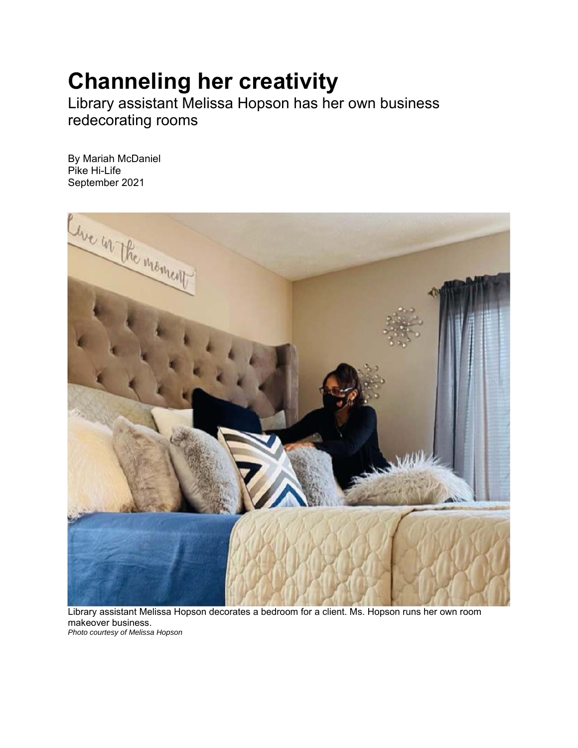# Channeling her creativity

Library assistant Melissa Hopson has her own business redecorating rooms

By Mariah McDaniel
Pike Hi-Life
September 2021

Library assistant Melissa Hopson decorates a bedroom for a client. Ms. Hopson runs her own room makeover business.
*Photo courtesy of Melissa Hopson*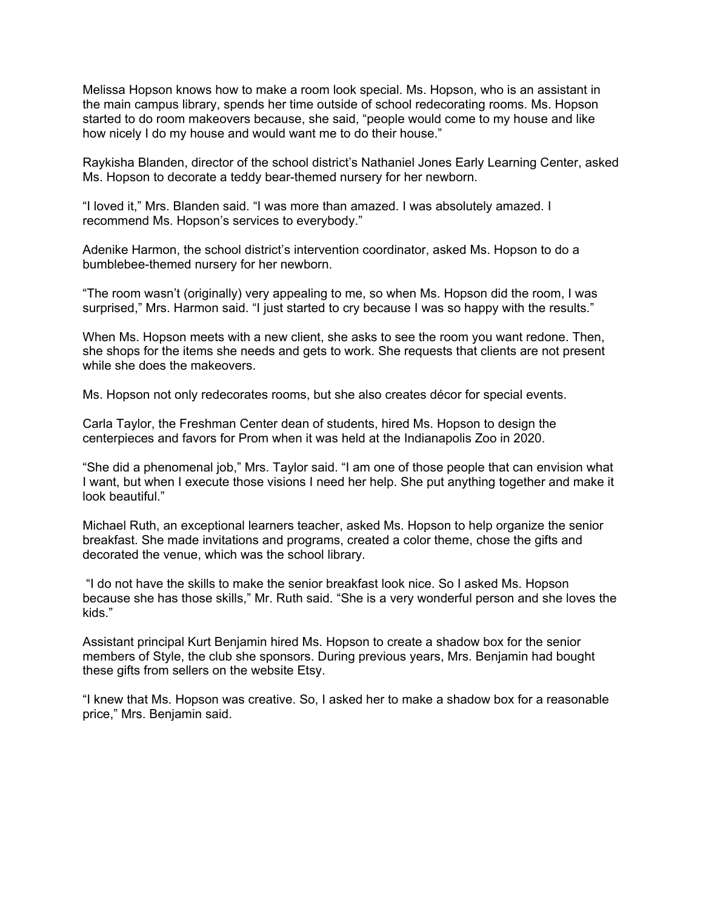Melissa Hopson knows how to make a room look special. Ms. Hopson, who is an assistant in the main campus library, spends her time outside of school redecorating rooms. Ms. Hopson started to do room makeovers because, she said, "people would come to my house and like how nicely I do my house and would want me to do their house."

Raykisha Blanden, director of the school district's Nathaniel Jones Early Learning Center, asked Ms. Hopson to decorate a teddy bear-themed nursery for her newborn.

"I loved it," Mrs. Blanden said. "I was more than amazed. I was absolutely amazed. I recommend Ms. Hopson's services to everybody."

Adenike Harmon, the school district's intervention coordinator, asked Ms. Hopson to do a bumblebee-themed nursery for her newborn.

"The room wasn't (originally) very appealing to me, so when Ms. Hopson did the room, I was surprised," Mrs. Harmon said. "I just started to cry because I was so happy with the results."

When Ms. Hopson meets with a new client, she asks to see the room you want redone. Then, she shops for the items she needs and gets to work. She requests that clients are not present while she does the makeovers.

Ms. Hopson not only redecorates rooms, but she also creates décor for special events.

Carla Taylor, the Freshman Center dean of students, hired Ms. Hopson to design the centerpieces and favors for Prom when it was held at the Indianapolis Zoo in 2020.

"She did a phenomenal job," Mrs. Taylor said. "I am one of those people that can envision what I want, but when I execute those visions I need her help. She put anything together and make it look beautiful."

Michael Ruth, an exceptional learners teacher, asked Ms. Hopson to help organize the senior breakfast. She made invitations and programs, created a color theme, chose the gifts and decorated the venue, which was the school library.

"I do not have the skills to make the senior breakfast look nice. So I asked Ms. Hopson because she has those skills," Mr. Ruth said. "She is a very wonderful person and she loves the kids."

Assistant principal Kurt Benjamin hired Ms. Hopson to create a shadow box for the senior members of Style, the club she sponsors. During previous years, Mrs. Benjamin had bought these gifts from sellers on the website Etsy.

"I knew that Ms. Hopson was creative. So, I asked her to make a shadow box for a reasonable price," Mrs. Benjamin said.